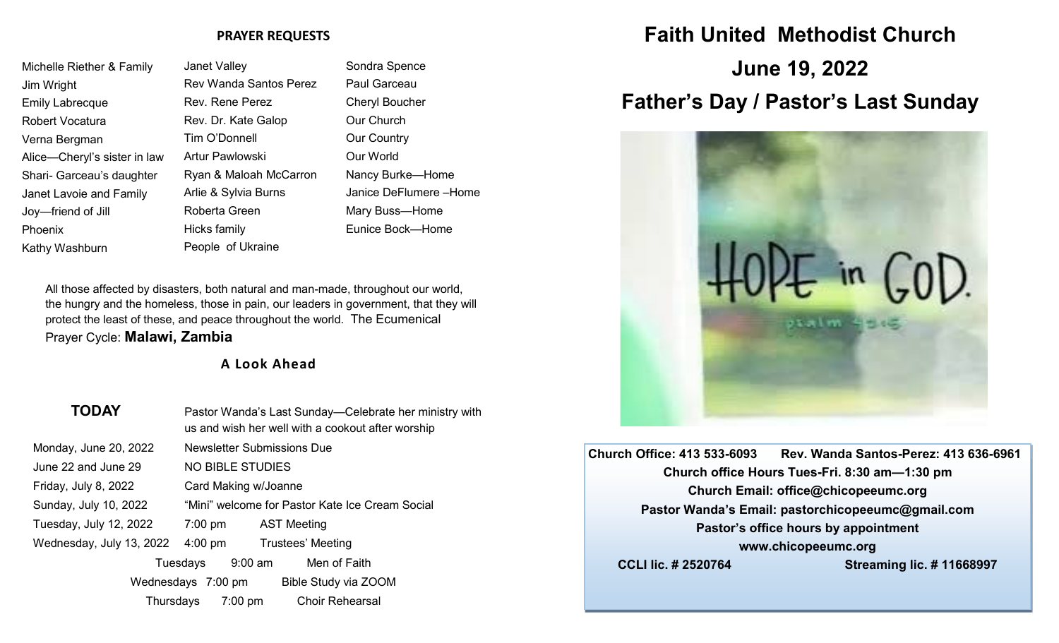## PRAYER REQUESTS

Michelle Riether & Family
Jim Wright
Emily Labrecque
Robert Vocatura
Verna Bergman
Alice—Cheryl's sister in law
Shari- Garceau's daughter
Janet Lavoie and Family
Joy—friend of Jill
Phoenix
Kathy Washburn
Janet Valley
Rev Wanda Santos Perez
Rev. Rene Perez
Rev. Dr. Kate Galop
Tim O'Donnell
Artur Pawlowski
Ryan & Maloah McCarron
Arlie & Sylvia Burns
Roberta Green
Hicks family
People of Ukraine
Sondra Spence
Paul Garceau
Cheryl Boucher
Our Church
Our Country
Our World
Nancy Burke—Home
Janice DeFlumere –Home
Mary Buss—Home
Eunice Bock—Home

All those affected by disasters, both natural and man-made, throughout our world, the hungry and the homeless, those in pain, our leaders in government, that they will protect the least of these, and peace throughout the world. The Ecumenical Prayer Cycle: **Malawi, Zambia**

## A Look Ahead

**TODAY** — Pastor Wanda's Last Sunday—Celebrate her ministry with us and wish her well with a cookout after worship

| | | |
|---|---|---|
| Monday, June 20, 2022 | | Newsletter Submissions Due |
| June 22 and June 29 | | NO BIBLE STUDIES |
| Friday, July 8, 2022 | | Card Making w/Joanne |
| Sunday, July 10, 2022 | | "Mini" welcome for Pastor Kate Ice Cream Social |
| Tuesday, July 12, 2022 | 7:00 pm | AST Meeting |
| Wednesday, July 13, 2022 | 4:00 pm | Trustees' Meeting |
| Tuesdays | 9:00 am | Men of Faith |
| Wednesdays | 7:00 pm | Bible Study via ZOOM |
| Thursdays | 7:00 pm | Choir Rehearsal |

# Faith United Methodist Church

## June 19, 2022

## Father's Day / Pastor's Last Sunday

**Church Office: 413 533-6093 Rev. Wanda Santos-Perez: 413 636-6961**
**Church office Hours Tues-Fri. 8:30 am—1:30 pm**
**Church Email: office@chicopeeumc.org**
**Pastor Wanda's Email: pastorchicopeeumc@gmail.com**
**Pastor's office hours by appointment**
**www.chicopeeumc.org**
**CCLI lic. # 2520764 Streaming lic. # 11668997**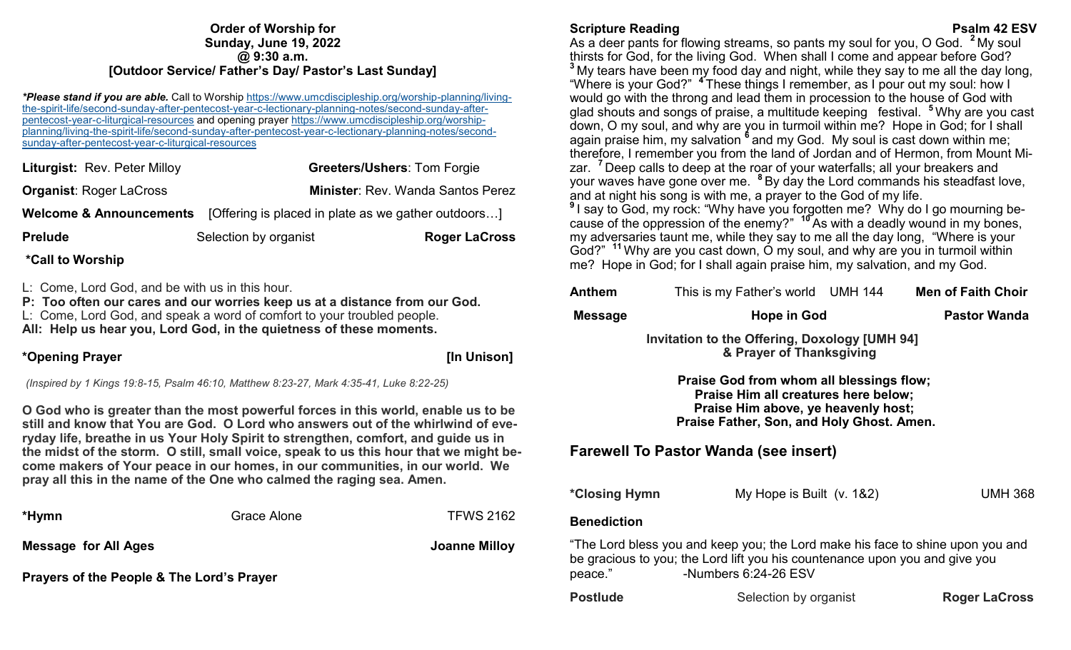**Order of Worship for**
**Sunday, June 19, 2022**
**@ 9:30 a.m.**
**[Outdoor Service/ Father's Day/ Pastor's Last Sunday]**

***Please stand if you are able.*** Call to Worship https://www.umcdiscipleship.org/worship-planning/living-the-spirit-life/second-sunday-after-pentecost-year-c-lectionary-planning-notes/second-sunday-after-pentecost-year-c-liturgical-resources and opening prayer https://www.umcdiscipleship.org/worship-planning/living-the-spirit-life/second-sunday-after-pentecost-year-c-lectionary-planning-notes/second-sunday-after-pentecost-year-c-liturgical-resources

**Liturgist:** Rev. Peter Milloy — **Greeters/Ushers**: Tom Forgie

**Organist**: Roger LaCross — **Minister**: Rev. Wanda Santos Perez

**Welcome & Announcements** [Offering is placed in plate as we gather outdoors…]

**Prelude** — Selection by organist — **Roger LaCross**

**\*Call to Worship**

L: Come, Lord God, and be with us in this hour.
**P: Too often our cares and our worries keep us at a distance from our God.**
L: Come, Lord God, and speak a word of comfort to your troubled people.
**All: Help us hear you, Lord God, in the quietness of these moments.**

**\*Opening Prayer** — **[In Unison]**

*(Inspired by 1 Kings 19:8-15, Psalm 46:10, Matthew 8:23-27, Mark 4:35-41, Luke 8:22-25)*

**O God who is greater than the most powerful forces in this world, enable us to be still and know that You are God. O Lord who answers out of the whirlwind of everyday life, breathe in us Your Holy Spirit to strengthen, comfort, and guide us in the midst of the storm. O still, small voice, speak to us this hour that we might become makers of Your peace in our homes, in our communities, in our world. We pray all this in the name of the One who calmed the raging sea. Amen.**

**\*Hymn** — Grace Alone — TFWS 2162

**Message for All Ages** — **Joanne Milloy**

**Prayers of the People & The Lord's Prayer**

**Scripture Reading** — **Psalm 42 ESV**

As a deer pants for flowing streams, so pants my soul for you, O God. [2] My soul thirsts for God, for the living God. When shall I come and appear before God? [3] My tears have been my food day and night, while they say to me all the day long, "Where is your God?" [4] These things I remember, as I pour out my soul: how I would go with the throng and lead them in procession to the house of God with glad shouts and songs of praise, a multitude keeping festival. [5] Why are you cast down, O my soul, and why are you in turmoil within me? Hope in God; for I shall again praise him, my salvation [6] and my God. My soul is cast down within me; therefore, I remember you from the land of Jordan and of Hermon, from Mount Mizar. [7] Deep calls to deep at the roar of your waterfalls; all your breakers and your waves have gone over me. [8] By day the Lord commands his steadfast love, and at night his song is with me, a prayer to the God of my life.
[9] I say to God, my rock: "Why have you forgotten me? Why do I go mourning because of the oppression of the enemy?" [10] As with a deadly wound in my bones, my adversaries taunt me, while they say to me all the day long, "Where is your God?" [11] Why are you cast down, O my soul, and why are you in turmoil within me? Hope in God; for I shall again praise him, my salvation, and my God.

**Anthem** — This is my Father's world UMH 144 — **Men of Faith Choir**

**Message** — **Hope in God** — **Pastor Wanda**

**Invitation to the Offering, Doxology [UMH 94]**
**& Prayer of Thanksgiving**

**Praise God from whom all blessings flow;**
**Praise Him all creatures here below;**
**Praise Him above, ye heavenly host;**
**Praise Father, Son, and Holy Ghost. Amen.**

## Farewell To Pastor Wanda (see insert)

**\*Closing Hymn** — My Hope is Built (v. 1&2) — UMH 368

**Benediction**

"The Lord bless you and keep you; the Lord make his face to shine upon you and be gracious to you; the Lord lift you his countenance upon you and give you peace." -Numbers 6:24-26 ESV

**Postlude** — Selection by organist — **Roger LaCross**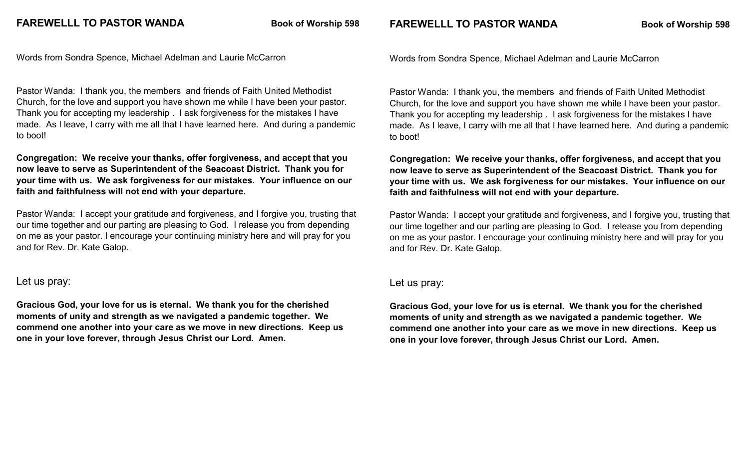**FAREWELLL TO PASTOR WANDA** **Book of Worship 598**

Words from Sondra Spence, Michael Adelman and Laurie McCarron

Pastor Wanda: I thank you, the members and friends of Faith United Methodist Church, for the love and support you have shown me while I have been your pastor. Thank you for accepting my leadership . I ask forgiveness for the mistakes I have made. As I leave, I carry with me all that I have learned here. And during a pandemic to boot!

**Congregation: We receive your thanks, offer forgiveness, and accept that you now leave to serve as Superintendent of the Seacoast District. Thank you for your time with us. We ask forgiveness for our mistakes. Your influence on our faith and faithfulness will not end with your departure.**

Pastor Wanda: I accept your gratitude and forgiveness, and I forgive you, trusting that our time together and our parting are pleasing to God. I release you from depending on me as your pastor. I encourage your continuing ministry here and will pray for you and for Rev. Dr. Kate Galop.

Let us pray:

**Gracious God, your love for us is eternal. We thank you for the cherished moments of unity and strength as we navigated a pandemic together. We commend one another into your care as we move in new directions. Keep us one in your love forever, through Jesus Christ our Lord. Amen.**

**FAREWELLL TO PASTOR WANDA** **Book of Worship 598**

Words from Sondra Spence, Michael Adelman and Laurie McCarron

Pastor Wanda: I thank you, the members and friends of Faith United Methodist Church, for the love and support you have shown me while I have been your pastor. Thank you for accepting my leadership . I ask forgiveness for the mistakes I have made. As I leave, I carry with me all that I have learned here. And during a pandemic to boot!

**Congregation: We receive your thanks, offer forgiveness, and accept that you now leave to serve as Superintendent of the Seacoast District. Thank you for your time with us. We ask forgiveness for our mistakes. Your influence on our faith and faithfulness will not end with your departure.**

Pastor Wanda: I accept your gratitude and forgiveness, and I forgive you, trusting that our time together and our parting are pleasing to God. I release you from depending on me as your pastor. I encourage your continuing ministry here and will pray for you and for Rev. Dr. Kate Galop.

Let us pray:

**Gracious God, your love for us is eternal. We thank you for the cherished moments of unity and strength as we navigated a pandemic together. We commend one another into your care as we move in new directions. Keep us one in your love forever, through Jesus Christ our Lord. Amen.**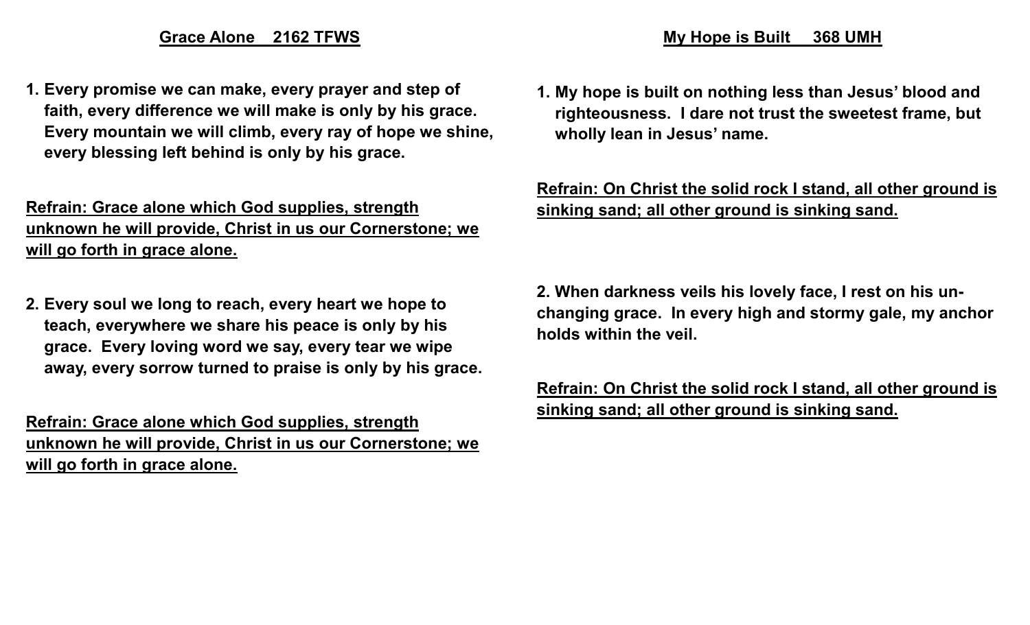## Grace Alone 2162 TFWS

**1. Every promise we can make, every prayer and step of faith, every difference we will make is only by his grace. Every mountain we will climb, every ray of hope we shine, every blessing left behind is only by his grace.**

**Refrain: Grace alone which God supplies, strength unknown he will provide, Christ in us our Cornerstone; we will go forth in grace alone.**

**2. Every soul we long to reach, every heart we hope to teach, everywhere we share his peace is only by his grace. Every loving word we say, every tear we wipe away, every sorrow turned to praise is only by his grace.**

**Refrain: Grace alone which God supplies, strength unknown he will provide, Christ in us our Cornerstone; we will go forth in grace alone.**

## My Hope is Built 368 UMH

**1. My hope is built on nothing less than Jesus' blood and righteousness. I dare not trust the sweetest frame, but wholly lean in Jesus' name.**

**Refrain: On Christ the solid rock I stand, all other ground is sinking sand; all other ground is sinking sand.**

**2. When darkness veils his lovely face, I rest on his un-changing grace. In every high and stormy gale, my anchor holds within the veil.**

**Refrain: On Christ the solid rock I stand, all other ground is sinking sand; all other ground is sinking sand.**